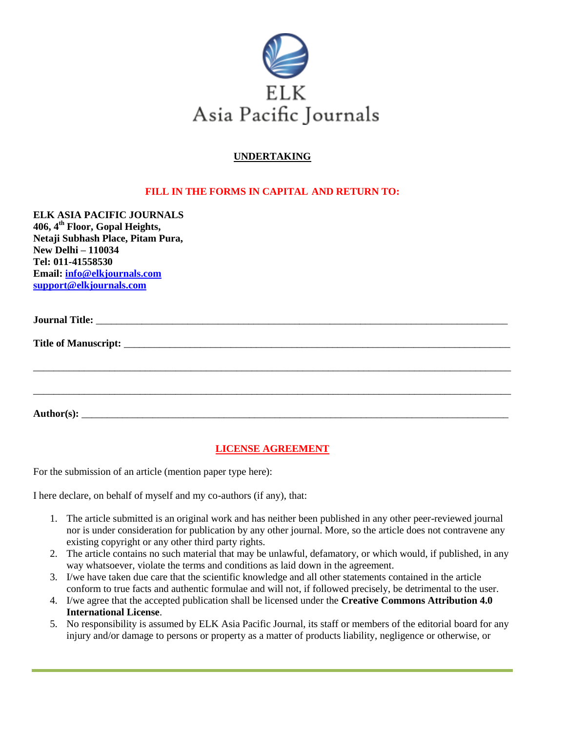ELK
Asia Pacific Journals

# UNDERTAKING

**FILL IN THE FORMS IN CAPITAL AND RETURN TO:**

**ELK ASIA PACIFIC JOURNALS**
**406, 4th Floor, Gopal Heights,**
**Netaji Subhash Place, Pitam Pura,**
**New Delhi – 110034**
**Tel: 011-41558530**
**Email: info@elkjournals.com**
**support@elkjournals.com**

**Journal Title:** ______________________________________________________________________________

**Title of Manuscript:** __________________________________________________________________________

_____________________________________________________________________________________________

_____________________________________________________________________________________________

**Author(s):** _________________________________________________________________________________

## LICENSE AGREEMENT

For the submission of an article (mention paper type here):

I here declare, on behalf of myself and my co-authors (if any), that:

1. The article submitted is an original work and has neither been published in any other peer-reviewed journal nor is under consideration for publication by any other journal. More, so the article does not contravene any existing copyright or any other third party rights.
2. The article contains no such material that may be unlawful, defamatory, or which would, if published, in any way whatsoever, violate the terms and conditions as laid down in the agreement.
3. I/we have taken due care that the scientific knowledge and all other statements contained in the article conform to true facts and authentic formulae and will not, if followed precisely, be detrimental to the user.
4. I/we agree that the accepted publication shall be licensed under the **Creative Commons Attribution 4.0 International License**.
5. No responsibility is assumed by ELK Asia Pacific Journal, its staff or members of the editorial board for any injury and/or damage to persons or property as a matter of products liability, negligence or otherwise, or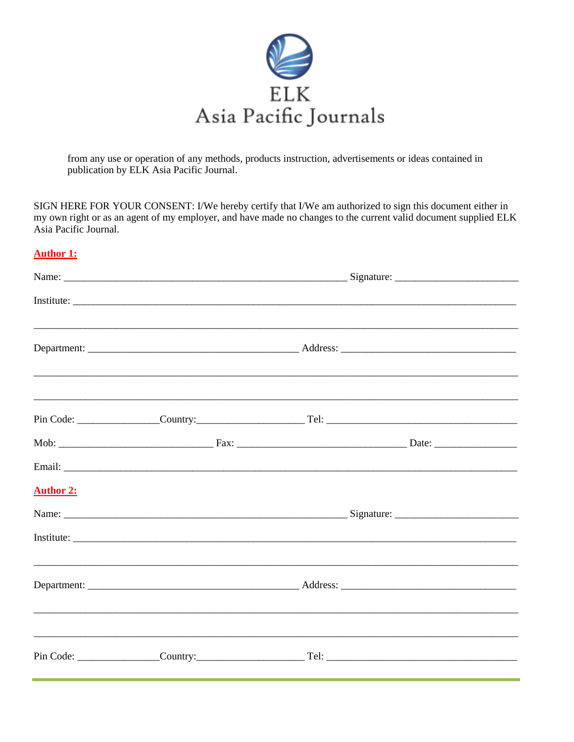from any use or operation of any methods, products instruction, advertisements or ideas contained in publication by ELK Asia Pacific Journal.

SIGN HERE FOR YOUR CONSENT: I/We hereby certify that I/We am authorized to sign this document either in my own right or as an agent of my employer, and have made no changes to the current valid document supplied ELK Asia Pacific Journal.

**Author 1:**

Name: _______________________________________________________ Signature: _______________________

Institute: _____________________________________________________________________________________

_____________________________________________________________________________________________

Department: _________________________________________ Address: __________________________________

_____________________________________________________________________________________________

_____________________________________________________________________________________________

Pin Code: _______________Country:____________________ Tel: ____________________________________

Mob: _____________________________ Fax: ________________________________ Date: _______________

Email: _______________________________________________________________________________________

**Author 2:**

Name: _______________________________________________________ Signature: _______________________

Institute: _____________________________________________________________________________________

_____________________________________________________________________________________________

Department: _________________________________________ Address: __________________________________

_____________________________________________________________________________________________

_____________________________________________________________________________________________

Pin Code: _______________Country:____________________ Tel: ____________________________________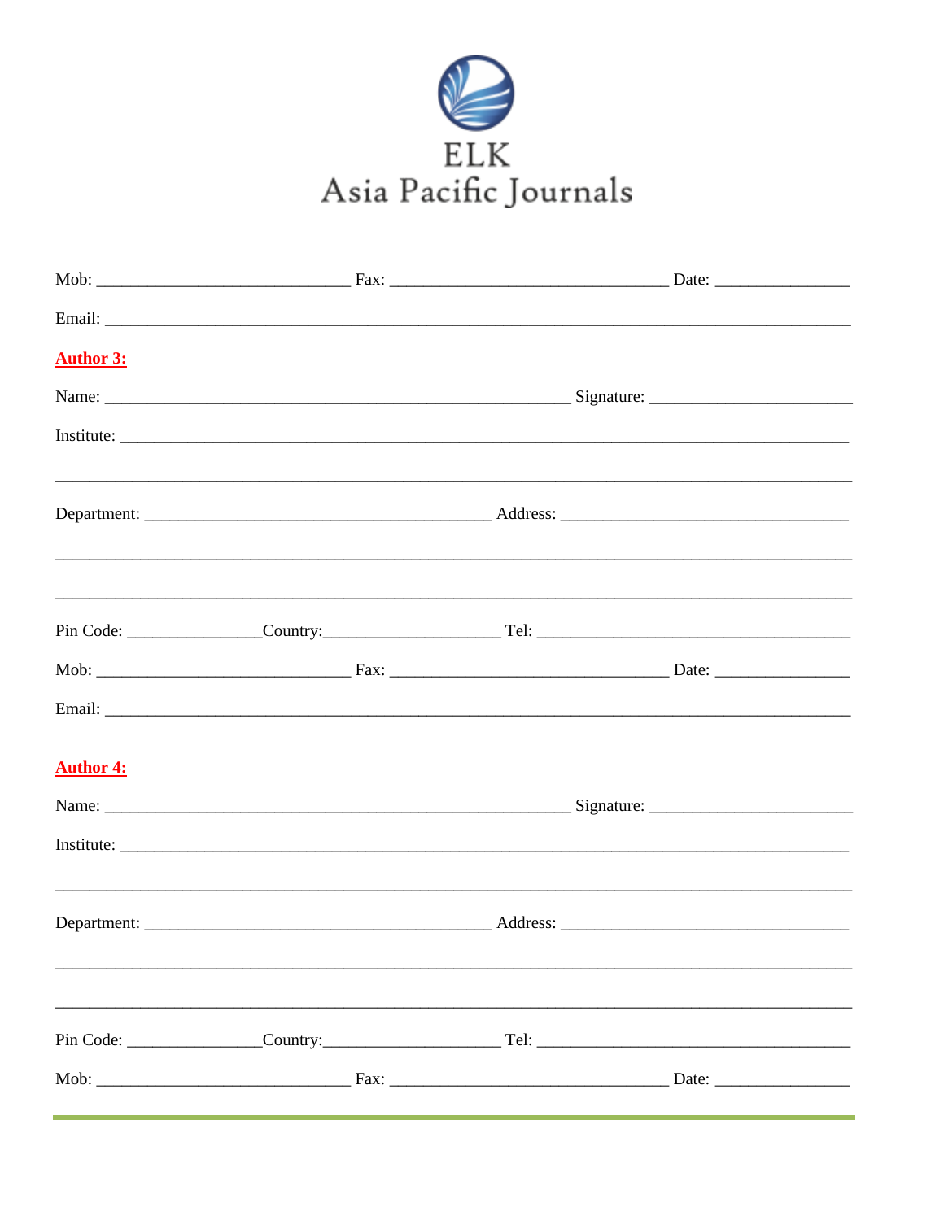Mob: _____________________________ Fax: ________________________________ Date: _______________

Email: ________________________________________________________________________________

**Author 3:**

Name: ______________________________________________________ Signature: _______________________

Institute: _______________________________________________________________________________

_____________________________________________________________________________________________

Department: ________________________________________ Address: _________________________________

_____________________________________________________________________________________________

_____________________________________________________________________________________________

Pin Code: _______________Country:____________________ Tel: ____________________________________

Mob: _____________________________ Fax: ________________________________ Date: _______________

Email: ________________________________________________________________________________

**Author 4:**

Name: ______________________________________________________ Signature: _______________________

Institute: _______________________________________________________________________________

_____________________________________________________________________________________________

Department: ________________________________________ Address: _________________________________

_____________________________________________________________________________________________

_____________________________________________________________________________________________

Pin Code: _______________Country:____________________ Tel: ____________________________________

Mob: _____________________________ Fax: ________________________________ Date: _______________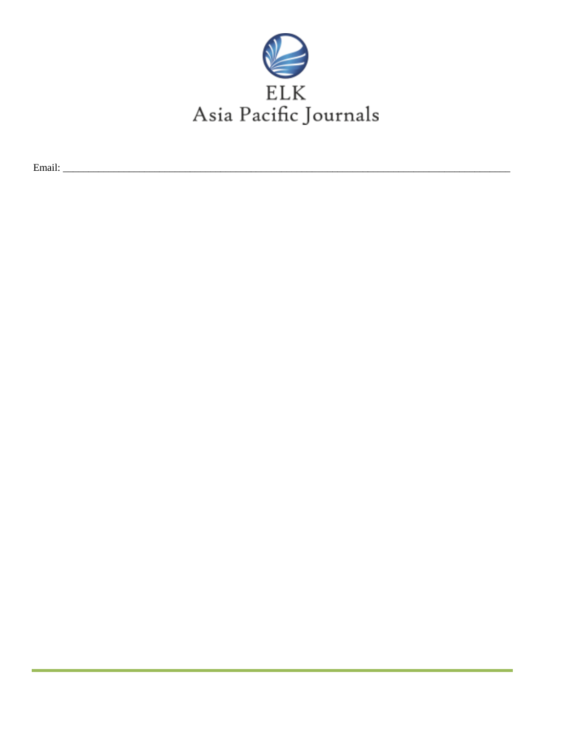ELK

Asia Pacific Journals

Email: ___________________________________________________________________________________